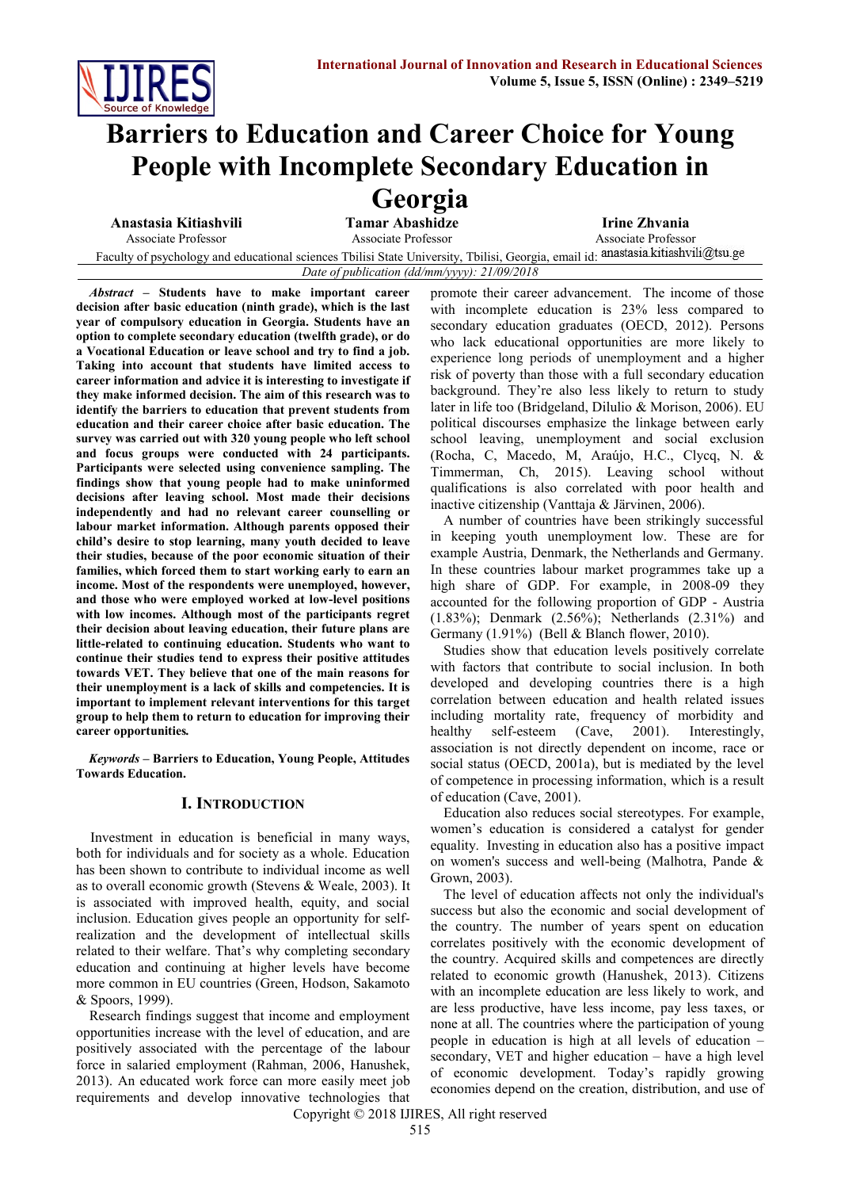# Barriers to Education and Career Choice for Young People with Incomplete Secondary Education in Georgia

**Anastasia Kitiashvili**
Associate Professor

**Tamar Abashidze**
Associate Professor

**Irine Zhvania**
Associate Professor

Faculty of psychology and educational sciences Tbilisi State University, Tbilisi, Georgia, email id: anastasia.kitiashvili@tsu.ge

*Date of publication (dd/mm/yyyy): 21/09/2018*

***Abstract* – Students have to make important career decision after basic education (ninth grade), which is the last year of compulsory education in Georgia. Students have an option to complete secondary education (twelfth grade), or do a Vocational Education or leave school and try to find a job. Taking into account that students have limited access to career information and advice it is interesting to investigate if they make informed decision. The aim of this research was to identify the barriers to education that prevent students from education and their career choice after basic education. The survey was carried out with 320 young people who left school and focus groups were conducted with 24 participants. Participants were selected using convenience sampling. The findings show that young people had to make uninformed decisions after leaving school. Most made their decisions independently and had no relevant career counselling or labour market information. Although parents opposed their child's desire to stop learning, many youth decided to leave their studies, because of the poor economic situation of their families, which forced them to start working early to earn an income. Most of the respondents were unemployed, however, and those who were employed worked at low-level positions with low incomes. Although most of the participants regret their decision about leaving education, their future plans are little-related to continuing education. Students who want to continue their studies tend to express their positive attitudes towards VET. They believe that one of the main reasons for their unemployment is a lack of skills and competencies. It is important to implement relevant interventions for this target group to help them to return to education for improving their career opportunities.**

***Keywords* – Barriers to Education, Young People, Attitudes Towards Education.**

## I. Introduction

Investment in education is beneficial in many ways, both for individuals and for society as a whole. Education has been shown to contribute to individual income as well as to overall economic growth (Stevens & Weale, 2003). It is associated with improved health, equity, and social inclusion. Education gives people an opportunity for self-realization and the development of intellectual skills related to their welfare. That's why completing secondary education and continuing at higher levels have become more common in EU countries (Green, Hodson, Sakamoto & Spoors, 1999).

Research findings suggest that income and employment opportunities increase with the level of education, and are positively associated with the percentage of the labour force in salaried employment (Rahman, 2006, Hanushek, 2013). An educated work force can more easily meet job requirements and develop innovative technologies that promote their career advancement. The income of those with incomplete education is 23% less compared to secondary education graduates (OECD, 2012). Persons who lack educational opportunities are more likely to experience long periods of unemployment and a higher risk of poverty than those with a full secondary education background. They're also less likely to return to study later in life too (Bridgeland, Dilulio & Morison, 2006). EU political discourses emphasize the linkage between early school leaving, unemployment and social exclusion (Rocha, C, Macedo, M, Araújo, H.C., Clycq, N. & Timmerman, Ch, 2015). Leaving school without qualifications is also correlated with poor health and inactive citizenship (Vanttaja & Järvinen, 2006).

A number of countries have been strikingly successful in keeping youth unemployment low. These are for example Austria, Denmark, the Netherlands and Germany. In these countries labour market programmes take up a high share of GDP. For example, in 2008-09 they accounted for the following proportion of GDP - Austria (1.83%); Denmark (2.56%); Netherlands (2.31%) and Germany (1.91%) (Bell & Blanch flower, 2010).

Studies show that education levels positively correlate with factors that contribute to social inclusion. In both developed and developing countries there is a high correlation between education and health related issues including mortality rate, frequency of morbidity and healthy self-esteem (Cave, 2001). Interestingly, association is not directly dependent on income, race or social status (OECD, 2001a), but is mediated by the level of competence in processing information, which is a result of education (Cave, 2001).

Education also reduces social stereotypes. For example, women's education is considered a catalyst for gender equality. Investing in education also has a positive impact on women's success and well-being (Malhotra, Pande & Grown, 2003).

The level of education affects not only the individual's success but also the economic and social development of the country. The number of years spent on education correlates positively with the economic development of the country. Acquired skills and competences are directly related to economic growth (Hanushek, 2013). Citizens with an incomplete education are less likely to work, and are less productive, have less income, pay less taxes, or none at all. The countries where the participation of young people in education is high at all levels of education – secondary, VET and higher education – have a high level of economic development. Today's rapidly growing economies depend on the creation, distribution, and use of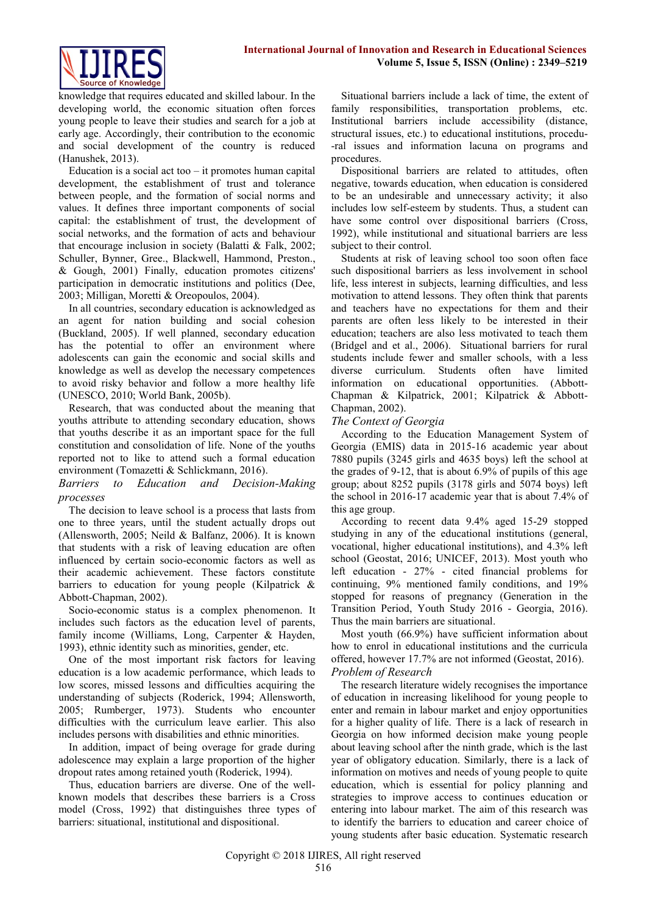knowledge that requires educated and skilled labour. In the developing world, the economic situation often forces young people to leave their studies and search for a job at early age. Accordingly, their contribution to the economic and social development of the country is reduced (Hanushek, 2013).

Education is a social act too – it promotes human capital development, the establishment of trust and tolerance between people, and the formation of social norms and values. It defines three important components of social capital: the establishment of trust, the development of social networks, and the formation of acts and behaviour that encourage inclusion in society (Balatti & Falk, 2002; Schuller, Bynner, Gree., Blackwell, Hammond, Preston., & Gough, 2001) Finally, education promotes citizens' participation in democratic institutions and politics (Dee, 2003; Milligan, Moretti & Oreopoulos, 2004).

In all countries, secondary education is acknowledged as an agent for nation building and social cohesion (Buckland, 2005). If well planned, secondary education has the potential to offer an environment where adolescents can gain the economic and social skills and knowledge as well as develop the necessary competences to avoid risky behavior and follow a more healthy life (UNESCO, 2010; World Bank, 2005b).

Research, that was conducted about the meaning that youths attribute to attending secondary education, shows that youths describe it as an important space for the full constitution and consolidation of life. None of the youths reported not to like to attend such a formal education environment (Tomazetti & Schlickmann, 2016).

*Barriers to Education and Decision-Making processes*

The decision to leave school is a process that lasts from one to three years, until the student actually drops out (Allensworth, 2005; Neild & Balfanz, 2006). It is known that students with a risk of leaving education are often influenced by certain socio-economic factors as well as their academic achievement. These factors constitute barriers to education for young people (Kilpatrick & Abbott-Chapman, 2002).

Socio-economic status is a complex phenomenon. It includes such factors as the education level of parents, family income (Williams, Long, Carpenter & Hayden, 1993), ethnic identity such as minorities, gender, etc.

One of the most important risk factors for leaving education is a low academic performance, which leads to low scores, missed lessons and difficulties acquiring the understanding of subjects (Roderick, 1994; Allensworth, 2005; Rumberger, 1973). Students who encounter difficulties with the curriculum leave earlier. This also includes persons with disabilities and ethnic minorities.

In addition, impact of being overage for grade during adolescence may explain a large proportion of the higher dropout rates among retained youth (Roderick, 1994).

Thus, education barriers are diverse. One of the well-known models that describes these barriers is a Cross model (Cross, 1992) that distinguishes three types of barriers: situational, institutional and dispositional.

Situational barriers include a lack of time, the extent of family responsibilities, transportation problems, etc. Institutional barriers include accessibility (distance, structural issues, etc.) to educational institutions, procedu--ral issues and information lacuna on programs and procedures.

Dispositional barriers are related to attitudes, often negative, towards education, when education is considered to be an undesirable and unnecessary activity; it also includes low self-esteem by students. Thus, a student can have some control over dispositional barriers (Cross, 1992), while institutional and situational barriers are less subject to their control.

Students at risk of leaving school too soon often face such dispositional barriers as less involvement in school life, less interest in subjects, learning difficulties, and less motivation to attend lessons. They often think that parents and teachers have no expectations for them and their parents are often less likely to be interested in their education; teachers are also less motivated to teach them (Bridgel and et al., 2006). Situational barriers for rural students include fewer and smaller schools, with a less diverse curriculum. Students often have limited information on educational opportunities. (Abbott-Chapman & Kilpatrick, 2001; Kilpatrick & Abbott-Chapman, 2002).

*The Context of Georgia*

According to the Education Management System of Georgia (EMIS) data in 2015-16 academic year about 7880 pupils (3245 girls and 4635 boys) left the school at the grades of 9-12, that is about 6.9% of pupils of this age group; about 8252 pupils (3178 girls and 5074 boys) left the school in 2016-17 academic year that is about 7.4% of this age group.

According to recent data 9.4% aged 15-29 stopped studying in any of the educational institutions (general, vocational, higher educational institutions), and 4.3% left school (Geostat, 2016; UNICEF, 2013). Most youth who left education - 27% - cited financial problems for continuing, 9% mentioned family conditions, and 19% stopped for reasons of pregnancy (Generation in the Transition Period, Youth Study 2016 - Georgia, 2016). Thus the main barriers are situational.

Most youth (66.9%) have sufficient information about how to enrol in educational institutions and the curricula offered, however 17.7% are not informed (Geostat, 2016).

*Problem of Research*

The research literature widely recognises the importance of education in increasing likelihood for young people to enter and remain in labour market and enjoy opportunities for a higher quality of life. There is a lack of research in Georgia on how informed decision make young people about leaving school after the ninth grade, which is the last year of obligatory education. Similarly, there is a lack of information on motives and needs of young people to quite education, which is essential for policy planning and strategies to improve access to continues education or entering into labour market. The aim of this research was to identify the barriers to education and career choice of young students after basic education. Systematic research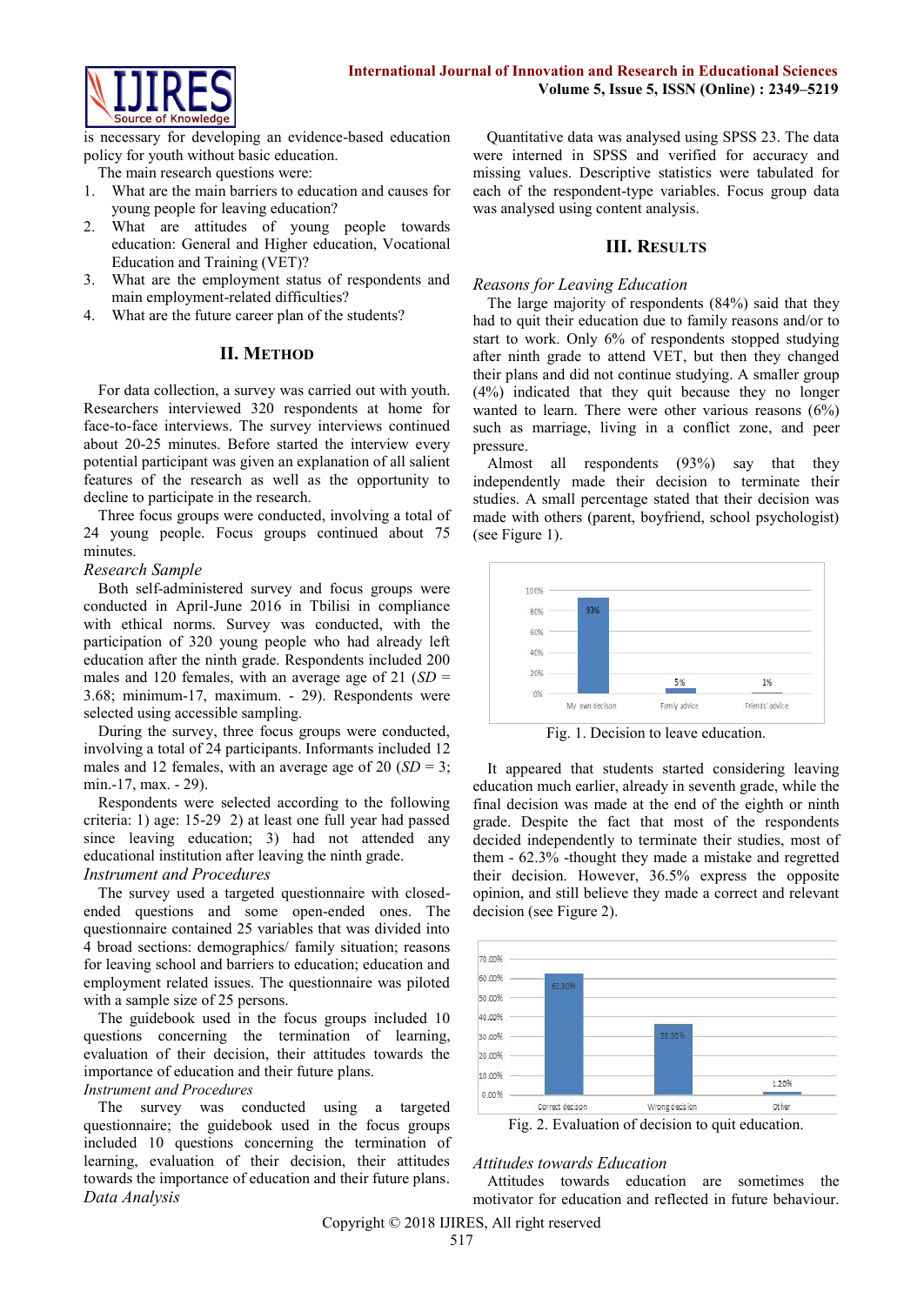is necessary for developing an evidence-based education policy for youth without basic education.

The main research questions were:

1. What are the main barriers to education and causes for young people for leaving education?
2. What are attitudes of young people towards education: General and Higher education, Vocational Education and Training (VET)?
3. What are the employment status of respondents and main employment-related difficulties?
4. What are the future career plan of the students?

## II. Method

For data collection, a survey was carried out with youth. Researchers interviewed 320 respondents at home for face-to-face interviews. The survey interviews continued about 20-25 minutes. Before started the interview every potential participant was given an explanation of all salient features of the research as well as the opportunity to decline to participate in the research.

Three focus groups were conducted, involving a total of 24 young people. Focus groups continued about 75 minutes.

*Research Sample*

Both self-administered survey and focus groups were conducted in April-June 2016 in Tbilisi in compliance with ethical norms. Survey was conducted, with the participation of 320 young people who had already left education after the ninth grade. Respondents included 200 males and 120 females, with an average age of 21 (*SD* = 3.68; minimum-17, maximum. - 29). Respondents were selected using accessible sampling.

During the survey, three focus groups were conducted, involving a total of 24 participants. Informants included 12 males and 12 females, with an average age of 20 (*SD* = 3; min.-17, max. - 29).

Respondents were selected according to the following criteria: 1) age: 15-29 2) at least one full year had passed since leaving education; 3) had not attended any educational institution after leaving the ninth grade.

*Instrument and Procedures*

The survey used a targeted questionnaire with closed-ended questions and some open-ended ones. The questionnaire contained 25 variables that was divided into 4 broad sections: demographics/ family situation; reasons for leaving school and barriers to education; education and employment related issues. The questionnaire was piloted with a sample size of 25 persons.

The guidebook used in the focus groups included 10 questions concerning the termination of learning, evaluation of their decision, their attitudes towards the importance of education and their future plans.

*Instrument and Procedures*

The survey was conducted using a targeted questionnaire; the guidebook used in the focus groups included 10 questions concerning the termination of learning, evaluation of their decision, their attitudes towards the importance of education and their future plans.

*Data Analysis*

Quantitative data was analysed using SPSS 23. The data were interned in SPSS and verified for accuracy and missing values. Descriptive statistics were tabulated for each of the respondent-type variables. Focus group data was analysed using content analysis.

## III. Results

*Reasons for Leaving Education*

The large majority of respondents (84%) said that they had to quit their education due to family reasons and/or to start to work. Only 6% of respondents stopped studying after ninth grade to attend VET, but then they changed their plans and did not continue studying. A smaller group (4%) indicated that they quit because they no longer wanted to learn. There were other various reasons (6%) such as marriage, living in a conflict zone, and peer pressure.

Almost all respondents (93%) say that they independently made their decision to terminate their studies. A small percentage stated that their decision was made with others (parent, boyfriend, school psychologist) (see Figure 1).

| Decision | Percentage |
|---|---|
| My own decision | 93% |
| Family advice | 5% |
| Friends' advice | 1% |

Fig. 1. Decision to leave education.

It appeared that students started considering leaving education much earlier, already in seventh grade, while the final decision was made at the end of the eighth or ninth grade. Despite the fact that most of the respondents decided independently to terminate their studies, most of them - 62.3% -thought they made a mistake and regretted their decision. However, 36.5% express the opposite opinion, and still believe they made a correct and relevant decision (see Figure 2).

| Evaluation | Percentage |
|---|---|
| Correct decision | 62.30% |
| Wrong decision | 36.50% |
| Other | 1.20% |

Fig. 2. Evaluation of decision to quit education.

*Attitudes towards Education*

Attitudes towards education are sometimes the motivator for education and reflected in future behaviour.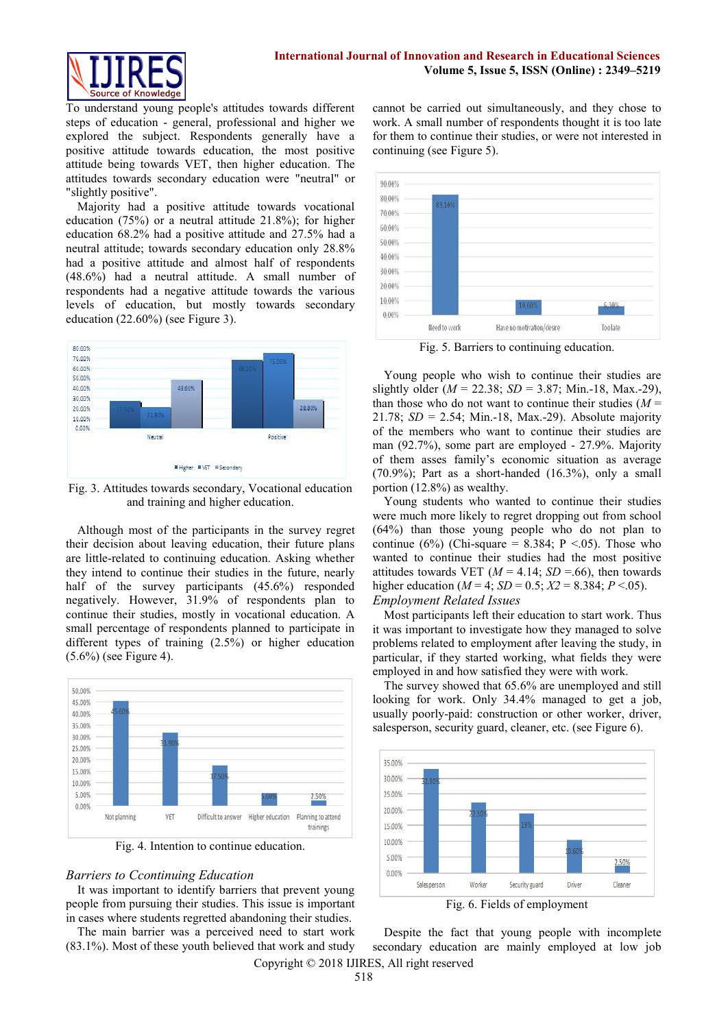To understand young people's attitudes towards different steps of education - general, professional and higher we explored the subject. Respondents generally have a positive attitude towards education, the most positive attitude being towards VET, then higher education. The attitudes towards secondary education were "neutral" or "slightly positive".

Majority had a positive attitude towards vocational education (75%) or a neutral attitude 21.8%); for higher education 68.2% had a positive attitude and 27.5% had a neutral attitude; towards secondary education only 28.8% had a positive attitude and almost half of respondents (48.6%) had a neutral attitude. A small number of respondents had a negative attitude towards the various levels of education, but mostly towards secondary education (22.60%) (see Figure 3).

Fig. 3. Attitudes towards secondary, Vocational education and training and higher education.

Although most of the participants in the survey regret their decision about leaving education, their future plans are little-related to continuing education. Asking whether they intend to continue their studies in the future, nearly half of the survey participants (45.6%) responded negatively. However, 31.9% of respondents plan to continue their studies, mostly in vocational education. A small percentage of respondents planned to participate in different types of training (2.5%) or higher education (5.6%) (see Figure 4).

Fig. 4. Intention to continue education.

*Barriers to Ccontinuing Education*

It was important to identify barriers that prevent young people from pursuing their studies. This issue is important in cases where students regretted abandoning their studies.

The main barrier was a perceived need to start work (83.1%). Most of these youth believed that work and study cannot be carried out simultaneously, and they chose to work. A small number of respondents thought it is too late for them to continue their studies, or were not interested in continuing (see Figure 5).

Fig. 5. Barriers to continuing education.

Young people who wish to continue their studies are slightly older ($M$ = 22.38; $SD$ = 3.87; Min.-18, Max.-29), than those who do not want to continue their studies ($M$ = 21.78; $SD$ = 2.54; Min.-18, Max.-29). Absolute majority of the members who want to continue their studies are man (92.7%), some part are employed - 27.9%. Majority of them asses family's economic situation as average (70.9%); Part as a short-handed (16.3%), only a small portion (12.8%) as wealthy.

Young students who wanted to continue their studies were much more likely to regret dropping out from school (64%) than those young people who do not plan to continue (6%) (Chi-square = 8.384; $P < .05$). Those who wanted to continue their studies had the most positive attitudes towards VET ($M$ = 4.14; $SD$ =.66), then towards higher education ($M$ = 4; $SD$ = 0.5; $X2$ = 8.384; $P < .05$).

*Employment Related Issues*

Most participants left their education to start work. Thus it was important to investigate how they managed to solve problems related to employment after leaving the study, in particular, if they started working, what fields they were employed in and how satisfied they were with work.

The survey showed that 65.6% are unemployed and still looking for work. Only 34.4% managed to get a job, usually poorly-paid: construction or other worker, driver, salesperson, security guard, cleaner, etc. (see Figure 6).

Fig. 6. Fields of employment

Despite the fact that young people with incomplete secondary education are mainly employed at low job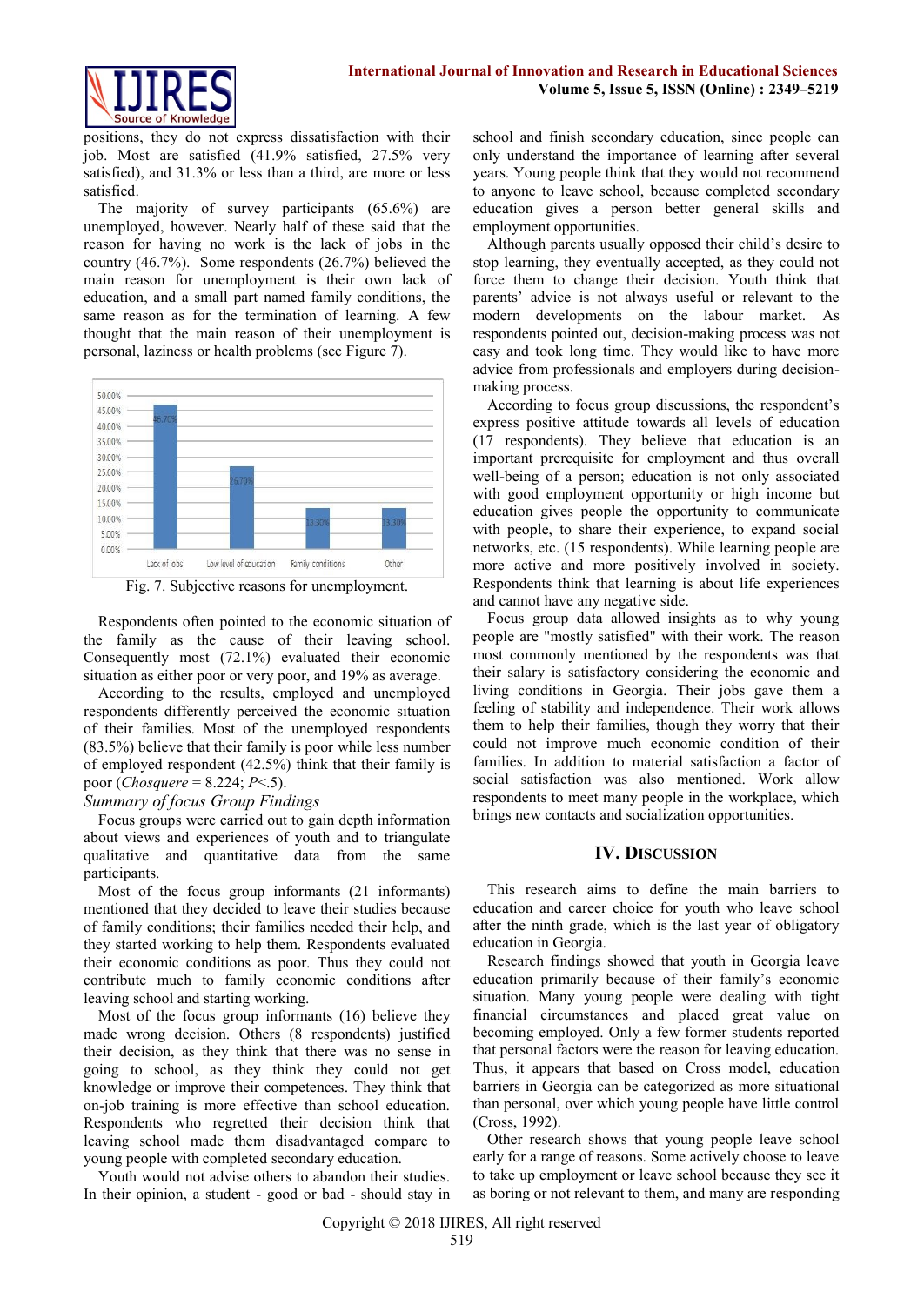positions, they do not express dissatisfaction with their job. Most are satisfied (41.9% satisfied, 27.5% very satisfied), and 31.3% or less than a third, are more or less satisfied.

The majority of survey participants (65.6%) are unemployed, however. Nearly half of these said that the reason for having no work is the lack of jobs in the country (46.7%). Some respondents (26.7%) believed the main reason for unemployment is their own lack of education, and a small part named family conditions, the same reason as for the termination of learning. A few thought that the main reason of their unemployment is personal, laziness or health problems (see Figure 7).

Fig. 7. Subjective reasons for unemployment.

Respondents often pointed to the economic situation of the family as the cause of their leaving school. Consequently most (72.1%) evaluated their economic situation as either poor or very poor, and 19% as average.

According to the results, employed and unemployed respondents differently perceived the economic situation of their families. Most of the unemployed respondents (83.5%) believe that their family is poor while less number of employed respondent (42.5%) think that their family is poor (*Chosquere* = 8.224; *P*<.5).

*Summary of focus Group Findings*

Focus groups were carried out to gain depth information about views and experiences of youth and to triangulate qualitative and quantitative data from the same participants.

Most of the focus group informants (21 informants) mentioned that they decided to leave their studies because of family conditions; their families needed their help, and they started working to help them. Respondents evaluated their economic conditions as poor. Thus they could not contribute much to family economic conditions after leaving school and starting working.

Most of the focus group informants (16) believe they made wrong decision. Others (8 respondents) justified their decision, as they think that there was no sense in going to school, as they think they could not get knowledge or improve their competences. They think that on-job training is more effective than school education. Respondents who regretted their decision think that leaving school made them disadvantaged compare to young people with completed secondary education.

Youth would not advise others to abandon their studies. In their opinion, a student - good or bad - should stay in school and finish secondary education, since people can only understand the importance of learning after several years. Young people think that they would not recommend to anyone to leave school, because completed secondary education gives a person better general skills and employment opportunities.

Although parents usually opposed their child's desire to stop learning, they eventually accepted, as they could not force them to change their decision. Youth think that parents' advice is not always useful or relevant to the modern developments on the labour market. As respondents pointed out, decision-making process was not easy and took long time. They would like to have more advice from professionals and employers during decision-making process.

According to focus group discussions, the respondent's express positive attitude towards all levels of education (17 respondents). They believe that education is an important prerequisite for employment and thus overall well-being of a person; education is not only associated with good employment opportunity or high income but education gives people the opportunity to communicate with people, to share their experience, to expand social networks, etc. (15 respondents). While learning people are more active and more positively involved in society. Respondents think that learning is about life experiences and cannot have any negative side.

Focus group data allowed insights as to why young people are "mostly satisfied" with their work. The reason most commonly mentioned by the respondents was that their salary is satisfactory considering the economic and living conditions in Georgia. Their jobs gave them a feeling of stability and independence. Their work allows them to help their families, though they worry that their could not improve much economic condition of their families. In addition to material satisfaction a factor of social satisfaction was also mentioned. Work allow respondents to meet many people in the workplace, which brings new contacts and socialization opportunities.

## IV. Discussion

This research aims to define the main barriers to education and career choice for youth who leave school after the ninth grade, which is the last year of obligatory education in Georgia.

Research findings showed that youth in Georgia leave education primarily because of their family's economic situation. Many young people were dealing with tight financial circumstances and placed great value on becoming employed. Only a few former students reported that personal factors were the reason for leaving education. Thus, it appears that based on Cross model, education barriers in Georgia can be categorized as more situational than personal, over which young people have little control (Cross, 1992).

Other research shows that young people leave school early for a range of reasons. Some actively choose to leave to take up employment or leave school because they see it as boring or not relevant to them, and many are responding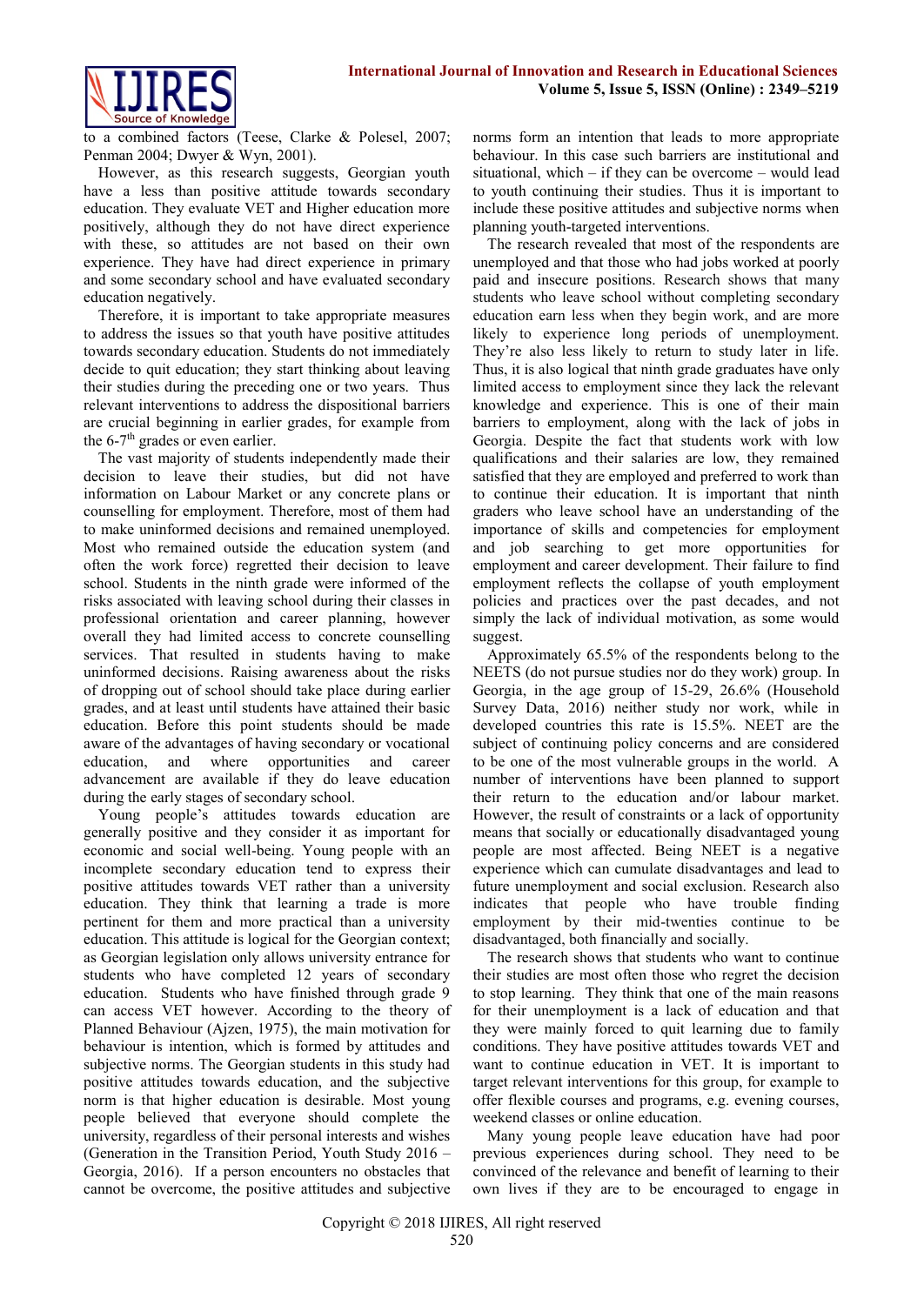to a combined factors (Teese, Clarke & Polesel, 2007; Penman 2004; Dwyer & Wyn, 2001).

However, as this research suggests, Georgian youth have a less than positive attitude towards secondary education. They evaluate VET and Higher education more positively, although they do not have direct experience with these, so attitudes are not based on their own experience. They have had direct experience in primary and some secondary school and have evaluated secondary education negatively.

Therefore, it is important to take appropriate measures to address the issues so that youth have positive attitudes towards secondary education. Students do not immediately decide to quit education; they start thinking about leaving their studies during the preceding one or two years. Thus relevant interventions to address the dispositional barriers are crucial beginning in earlier grades, for example from the 6-7th grades or even earlier.

The vast majority of students independently made their decision to leave their studies, but did not have information on Labour Market or any concrete plans or counselling for employment. Therefore, most of them had to make uninformed decisions and remained unemployed. Most who remained outside the education system (and often the work force) regretted their decision to leave school. Students in the ninth grade were informed of the risks associated with leaving school during their classes in professional orientation and career planning, however overall they had limited access to concrete counselling services. That resulted in students having to make uninformed decisions. Raising awareness about the risks of dropping out of school should take place during earlier grades, and at least until students have attained their basic education. Before this point students should be made aware of the advantages of having secondary or vocational education, and where opportunities and career advancement are available if they do leave education during the early stages of secondary school.

Young people's attitudes towards education are generally positive and they consider it as important for economic and social well-being. Young people with an incomplete secondary education tend to express their positive attitudes towards VET rather than a university education. They think that learning a trade is more pertinent for them and more practical than a university education. This attitude is logical for the Georgian context; as Georgian legislation only allows university entrance for students who have completed 12 years of secondary education. Students who have finished through grade 9 can access VET however. According to the theory of Planned Behaviour (Ajzen, 1975), the main motivation for behaviour is intention, which is formed by attitudes and subjective norms. The Georgian students in this study had positive attitudes towards education, and the subjective norm is that higher education is desirable. Most young people believed that everyone should complete the university, regardless of their personal interests and wishes (Generation in the Transition Period, Youth Study 2016 – Georgia, 2016). If a person encounters no obstacles that cannot be overcome, the positive attitudes and subjective norms form an intention that leads to more appropriate behaviour. In this case such barriers are institutional and situational, which – if they can be overcome – would lead to youth continuing their studies. Thus it is important to include these positive attitudes and subjective norms when planning youth-targeted interventions.

The research revealed that most of the respondents are unemployed and that those who had jobs worked at poorly paid and insecure positions. Research shows that many students who leave school without completing secondary education earn less when they begin work, and are more likely to experience long periods of unemployment. They're also less likely to return to study later in life. Thus, it is also logical that ninth grade graduates have only limited access to employment since they lack the relevant knowledge and experience. This is one of their main barriers to employment, along with the lack of jobs in Georgia. Despite the fact that students work with low qualifications and their salaries are low, they remained satisfied that they are employed and preferred to work than to continue their education. It is important that ninth graders who leave school have an understanding of the importance of skills and competencies for employment and job searching to get more opportunities for employment and career development. Their failure to find employment reflects the collapse of youth employment policies and practices over the past decades, and not simply the lack of individual motivation, as some would suggest.

Approximately 65.5% of the respondents belong to the NEETS (do not pursue studies nor do they work) group. In Georgia, in the age group of 15-29, 26.6% (Household Survey Data, 2016) neither study nor work, while in developed countries this rate is 15.5%. NEET are the subject of continuing policy concerns and are considered to be one of the most vulnerable groups in the world. A number of interventions have been planned to support their return to the education and/or labour market. However, the result of constraints or a lack of opportunity means that socially or educationally disadvantaged young people are most affected. Being NEET is a negative experience which can cumulate disadvantages and lead to future unemployment and social exclusion. Research also indicates that people who have trouble finding employment by their mid-twenties continue to be disadvantaged, both financially and socially.

The research shows that students who want to continue their studies are most often those who regret the decision to stop learning. They think that one of the main reasons for their unemployment is a lack of education and that they were mainly forced to quit learning due to family conditions. They have positive attitudes towards VET and want to continue education in VET. It is important to target relevant interventions for this group, for example to offer flexible courses and programs, e.g. evening courses, weekend classes or online education.

Many young people leave education have had poor previous experiences during school. They need to be convinced of the relevance and benefit of learning to their own lives if they are to be encouraged to engage in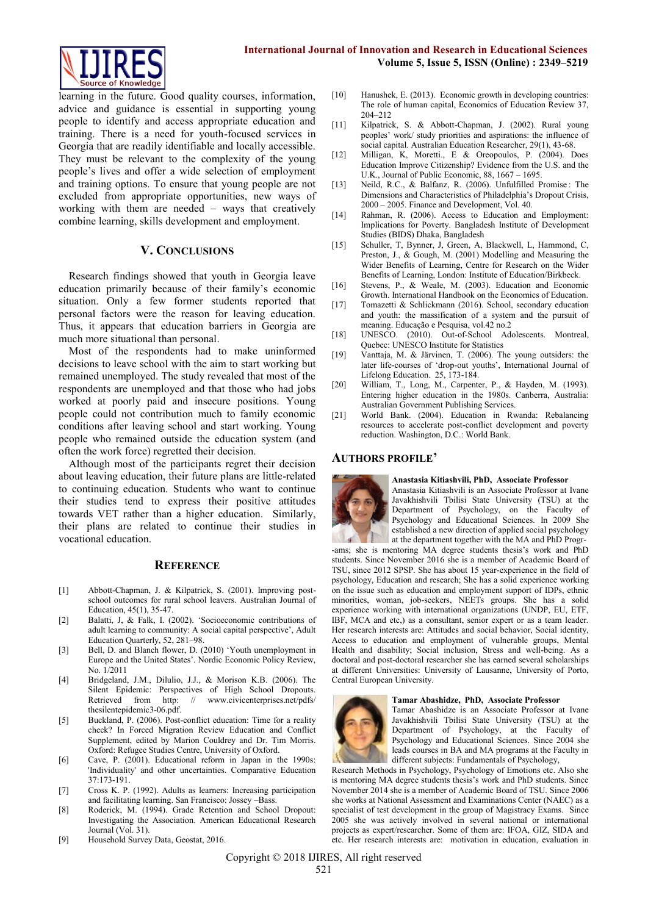learning in the future. Good quality courses, information, advice and guidance is essential in supporting young people to identify and access appropriate education and training. There is a need for youth-focused services in Georgia that are readily identifiable and locally accessible. They must be relevant to the complexity of the young people's lives and offer a wide selection of employment and training options. To ensure that young people are not excluded from appropriate opportunities, new ways of working with them are needed – ways that creatively combine learning, skills development and employment.

## V. Conclusions

Research findings showed that youth in Georgia leave education primarily because of their family's economic situation. Only a few former students reported that personal factors were the reason for leaving education. Thus, it appears that education barriers in Georgia are much more situational than personal.

Most of the respondents had to make uninformed decisions to leave school with the aim to start working but remained unemployed. The study revealed that most of the respondents are unemployed and that those who had jobs worked at poorly paid and insecure positions. Young people could not contribution much to family economic conditions after leaving school and start working. Young people who remained outside the education system (and often the work force) regretted their decision.

Although most of the participants regret their decision about leaving education, their future plans are little-related to continuing education. Students who want to continue their studies tend to express their positive attitudes towards VET rather than a higher education. Similarly, their plans are related to continue their studies in vocational education.

## Reference

[1] Abbott-Chapman, J. & Kilpatrick, S. (2001). Improving post-school outcomes for rural school leavers. Australian Journal of Education, 45(1), 35-47.

[2] Balatti, J, & Falk, I. (2002). 'Socioeconomic contributions of adult learning to community: A social capital perspective', Adult Education Quarterly, 52, 281–98.

[3] Bell, D. and Blanch flower, D. (2010) 'Youth unemployment in Europe and the United States'. Nordic Economic Policy Review, No. 1/2011

[4] Bridgeland, J.M., Dilulio, J.J., & Morison K.B. (2006). The Silent Epidemic: Perspectives of High School Dropouts. Retrieved from http: // www.civicenterprises.net/pdfs/ thesilentepidemic3-06.pdf.

[5] Buckland, P. (2006). Post-conflict education: Time for a reality check? In Forced Migration Review Education and Conflict Supplement, edited by Marion Couldrey and Dr. Tim Morris. Oxford: Refugee Studies Centre, University of Oxford.

[6] Cave, P. (2001). Educational reform in Japan in the 1990s: 'Individuality' and other uncertainties. Comparative Education 37:173-191.

[7] Cross K. P. (1992). Adults as learners: Increasing participation and facilitating learning. San Francisco: Jossey –Bass.

[8] Roderick, M. (1994). Grade Retention and School Dropout: Investigating the Association. American Educational Research Journal (Vol. 31).

[9] Household Survey Data, Geostat, 2016.

[10] Hanushek, E. (2013). Economic growth in developing countries: The role of human capital, Economics of Education Review 37, 204–212

[11] Kilpatrick, S. & Abbott-Chapman, J. (2002). Rural young peoples' work/ study priorities and aspirations: the influence of social capital. Australian Education Researcher, 29(1), 43-68.

[12] Milligan, K, Moretti., E & Oreopoulos, P. (2004). Does Education Improve Citizenship? Evidence from the U.S. and the U.K., Journal of Public Economic, 88, 1667 – 1695.

[13] Neild, R.C., & Balfanz, R. (2006). Unfulfilled Promise : The Dimensions and Characteristics of Philadelphia's Dropout Crisis, 2000 – 2005. Finance and Development, Vol. 40.

[14] Rahman, R. (2006). Access to Education and Employment: Implications for Poverty. Bangladesh Institute of Development Studies (BIDS) Dhaka, Bangladesh

[15] Schuller, T, Bynner, J, Green, A, Blackwell, L, Hammond, C, Preston, J., & Gough, M. (2001) Modelling and Measuring the Wider Benefits of Learning, Centre for Research on the Wider Benefits of Learning, London: Institute of Education/Birkbeck.

[16] Stevens, P., & Weale, M. (2003). Education and Economic Growth. International Handbook on the Economics of Education.

[17] Tomazetti & Schlickmann (2016). School, secondary education and youth: the massification of a system and the pursuit of meaning. Educação e Pesquisa, vol.42 no.2

[18] UNESCO. (2010). Out-of-School Adolescents. Montreal, Quebec: UNESCO Institute for Statistics

[19] Vanttaja, M. & Järvinen, T. (2006). The young outsiders: the later life-courses of 'drop-out youths', International Journal of Lifelong Education. 25, 173-184.

[20] William, T., Long, M., Carpenter, P., & Hayden, M. (1993). Entering higher education in the 1980s. Canberra, Australia: Australian Government Publishing Services.

[21] World Bank. (2004). Education in Rwanda: Rebalancing resources to accelerate post-conflict development and poverty reduction. Washington, D.C.: World Bank.

## Authors Profile'

**Anastasia Kitiashvili, PhD, Associate Professor**

Anastasia Kitiashvili is an Associate Professor at Ivane Javakhishvili Tbilisi State University (TSU) at the Department of Psychology, on the Faculty of Psychology and Educational Sciences. In 2009 She established a new direction of applied social psychology at the department together with the MA and PhD Programs; she is mentoring MA degree students thesis's work and PhD students. Since November 2016 she is a member of Academic Board of TSU, since 2012 SPSP. She has about 15 year-experience in the field of psychology, Education and research; She has a solid experience working on the issue such as education and employment support of IDPs, ethnic minorities, woman, job-seekers, NEETs groups. She has a solid experience working with international organizations (UNDP, EU, ETF, IBF, MCA and etc,) as a consultant, senior expert or as a team leader. Her research interests are: Attitudes and social behavior, Social identity, Access to education and employment of vulnerable groups, Mental Health and disability; Social inclusion, Stress and well-being. As a doctoral and post-doctoral researcher she has earned several scholarships at different Universities: University of Lausanne, University of Porto, Central European University.

**Tamar Abashidze, PhD, Associate Professor**

Tamar Abashidze is an Associate Professor at Ivane Javakhishvili Tbilisi State University (TSU) at the Department of Psychology, at the Faculty of Psychology and Educational Sciences. Since 2004 she leads courses in BA and MA programs at the Faculty in different subjects: Fundamentals of Psychology, Research Methods in Psychology, Psychology of Emotions etc. Also she is mentoring MA degree students thesis's work and PhD students. Since November 2014 she is a member of Academic Board of TSU. Since 2006 she works at National Assessment and Examinations Center (NAEC) as a specialist of test development in the group of Magistracy Exams. Since 2005 she was actively involved in several national or international projects as expert/researcher. Some of them are: IFOA, GIZ, SIDA and etc. Her research interests are: motivation in education, evaluation in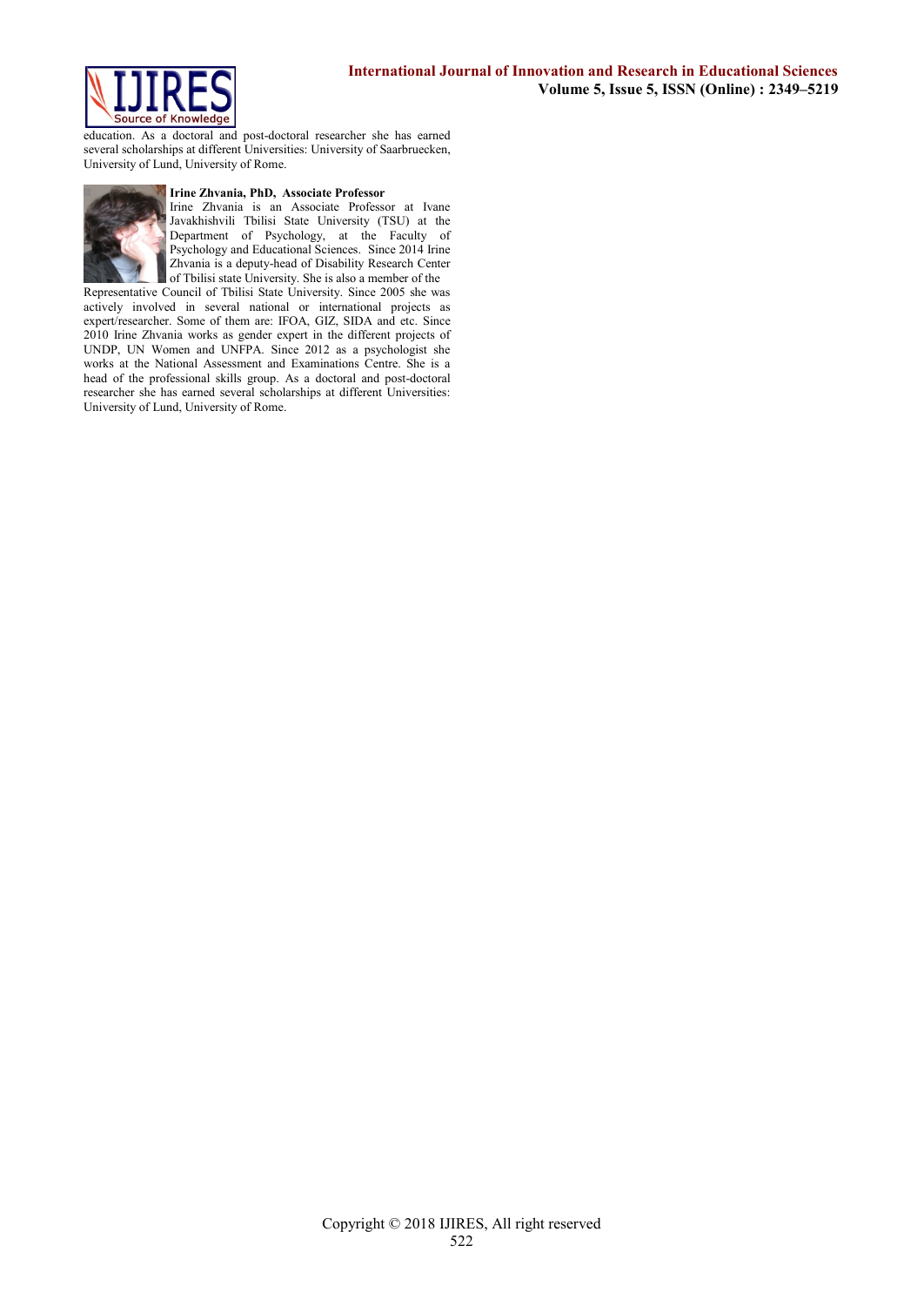education. As a doctoral and post-doctoral researcher she has earned several scholarships at different Universities: University of Saarbruecken, University of Lund, University of Rome.

**Irine Zhvania, PhD, Associate Professor**
Irine Zhvania is an Associate Professor at Ivane Javakhishvili Tbilisi State University (TSU) at the Department of Psychology, at the Faculty of Psychology and Educational Sciences. Since 2014 Irine Zhvania is a deputy-head of Disability Research Center of Tbilisi state University. She is also a member of the Representative Council of Tbilisi State University. Since 2005 she was actively involved in several national or international projects as expert/researcher. Some of them are: IFOA, GIZ, SIDA and etc. Since 2010 Irine Zhvania works as gender expert in the different projects of UNDP, UN Women and UNFPA. Since 2012 as a psychologist she works at the National Assessment and Examinations Centre. She is a head of the professional skills group. As a doctoral and post-doctoral researcher she has earned several scholarships at different Universities: University of Lund, University of Rome.